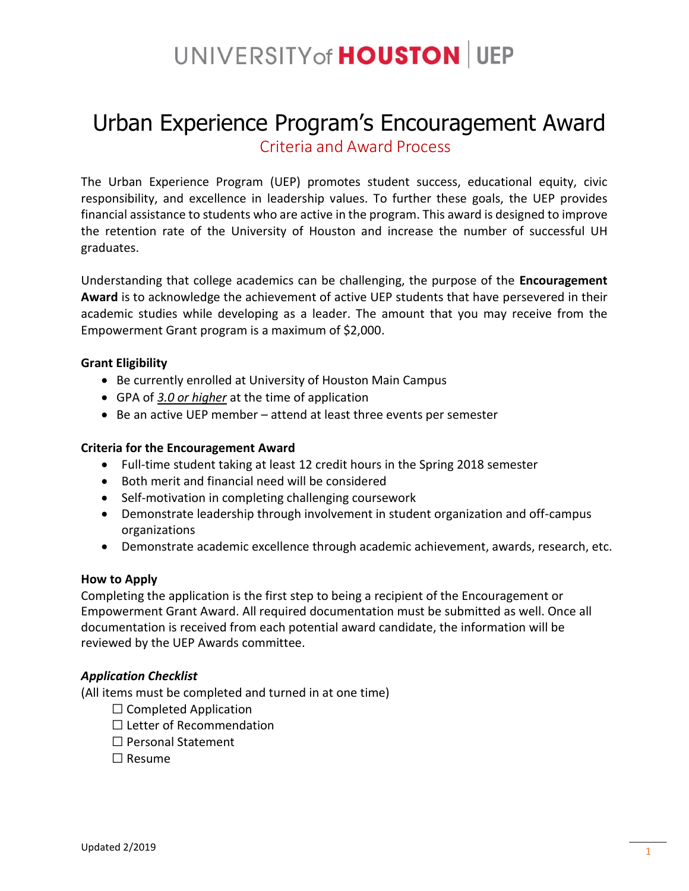UNIVERSITY of **HOUSTON** | UEP

# Urban Experience Program's Encouragement Award

## Criteria and Award Process

The Urban Experience Program (UEP) promotes student success, educational equity, civic responsibility, and excellence in leadership values. To further these goals, the UEP provides financial assistance to students who are active in the program. This award is designed to improve the retention rate of the University of Houston and increase the number of successful UH graduates.

Understanding that college academics can be challenging, the purpose of the **Encouragement Award** is to acknowledge the achievement of active UEP students that have persevered in their academic studies while developing as a leader. The amount that you may receive from the Empowerment Grant program is a maximum of $2,000.

### Grant Eligibility

- Be currently enrolled at University of Houston Main Campus
- GPA of *3.0 or higher* at the time of application
- Be an active UEP member – attend at least three events per semester

### Criteria for the Encouragement Award

- Full-time student taking at least 12 credit hours in the Spring 2018 semester
- Both merit and financial need will be considered
- Self-motivation in completing challenging coursework
- Demonstrate leadership through involvement in student organization and off-campus organizations
- Demonstrate academic excellence through academic achievement, awards, research, etc.

### How to Apply

Completing the application is the first step to being a recipient of the Encouragement or Empowerment Grant Award. All required documentation must be submitted as well. Once all documentation is received from each potential award candidate, the information will be reviewed by the UEP Awards committee.

#### *Application Checklist*

(All items must be completed and turned in at one time)

☐ Completed Application
☐ Letter of Recommendation
☐ Personal Statement
☐ Resume

Updated 2/2019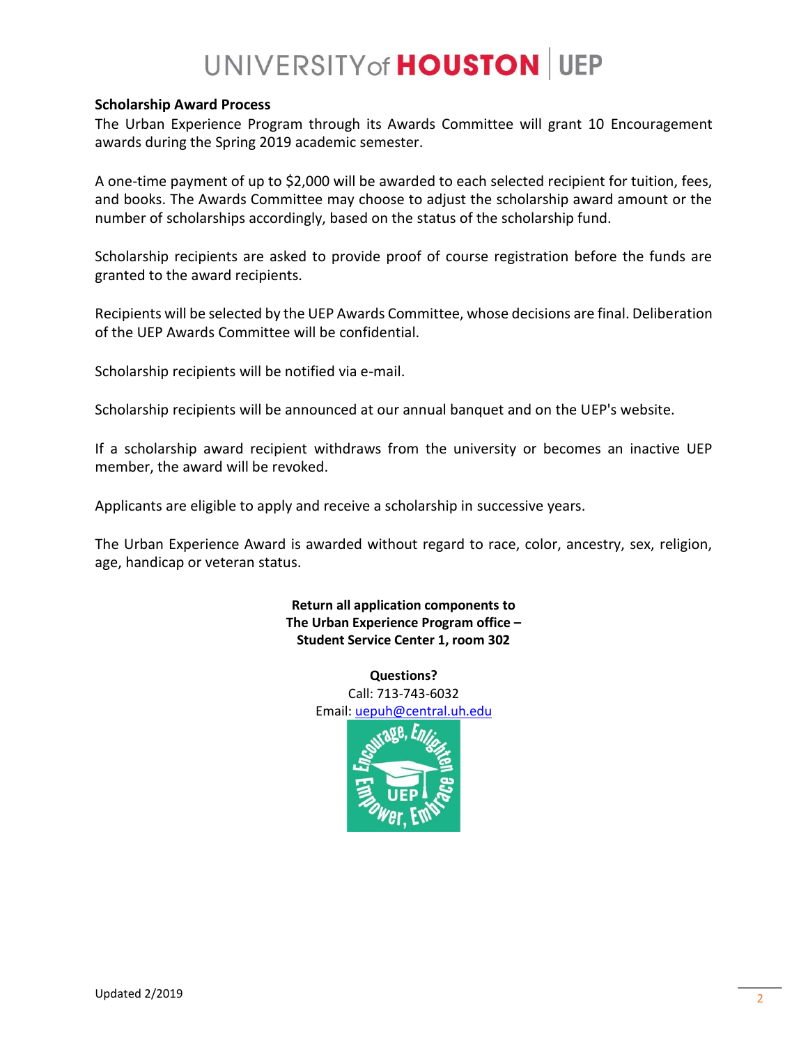## Scholarship Award Process

The Urban Experience Program through its Awards Committee will grant 10 Encouragement awards during the Spring 2019 academic semester.

A one-time payment of up to $2,000 will be awarded to each selected recipient for tuition, fees, and books. The Awards Committee may choose to adjust the scholarship award amount or the number of scholarships accordingly, based on the status of the scholarship fund.

Scholarship recipients are asked to provide proof of course registration before the funds are granted to the award recipients.

Recipients will be selected by the UEP Awards Committee, whose decisions are final. Deliberation of the UEP Awards Committee will be confidential.

Scholarship recipients will be notified via e-mail.

Scholarship recipients will be announced at our annual banquet and on the UEP's website.

If a scholarship award recipient withdraws from the university or becomes an inactive UEP member, the award will be revoked.

Applicants are eligible to apply and receive a scholarship in successive years.

The Urban Experience Award is awarded without regard to race, color, ancestry, sex, religion, age, handicap or veteran status.

**Return all application components to**
**The Urban Experience Program office –**
**Student Service Center 1, room 302**

**Questions?**
Call: 713-743-6032
Email: uepuh@central.uh.edu

Updated 2/2019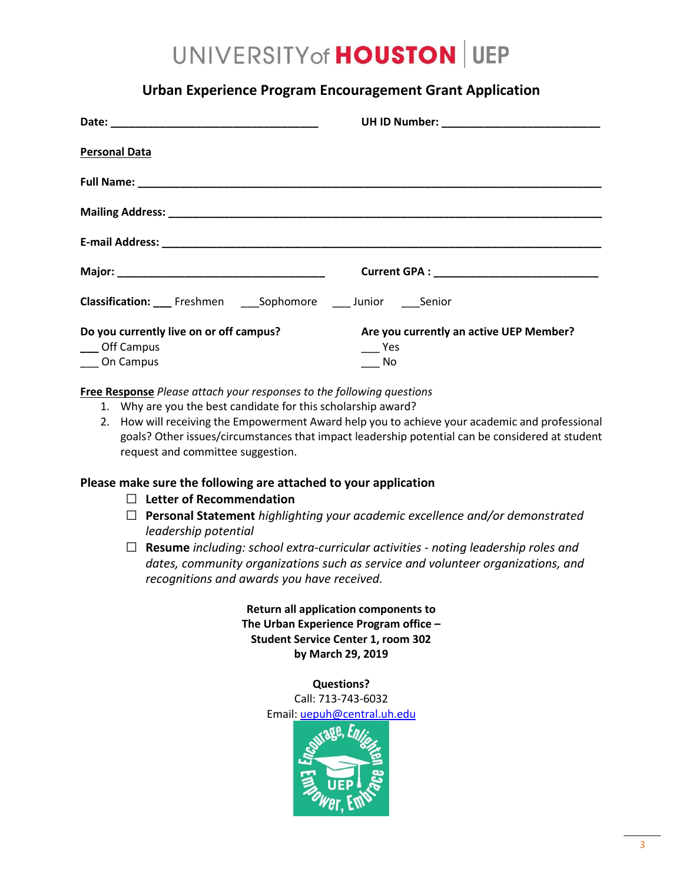# UNIVERSITY of HOUSTON | UEP

## Urban Experience Program Encouragement Grant Application

**Date:** ________________________________ **UH ID Number:** ________________________

**Personal Data**

**Full Name:** ________________________________________________________________________

**Mailing Address:** ___________________________________________________________________

**E-mail Address:** ____________________________________________________________________

**Major:** ________________________________ **Current GPA :** ________________________

**Classification:** ___ Freshmen ___Sophomore ___ Junior ___Senior

**Do you currently live on or off campus?**
___ Off Campus
___ On Campus

**Are you currently an active UEP Member?**
___ Yes
___ No

**Free Response** *Please attach your responses to the following questions*

1. Why are you the best candidate for this scholarship award?
2. How will receiving the Empowerment Award help you to achieve your academic and professional goals? Other issues/circumstances that impact leadership potential can be considered at student request and committee suggestion.

### Please make sure the following are attached to your application

- ☐ **Letter of Recommendation**
- ☐ **Personal Statement** *highlighting your academic excellence and/or demonstrated leadership potential*
- ☐ **Resume** *including: school extra-curricular activities - noting leadership roles and dates, community organizations such as service and volunteer organizations, and recognitions and awards you have received.*

**Return all application components to**
**The Urban Experience Program office –**
**Student Service Center 1, room 302**
**by March 29, 2019**

**Questions?**
Call: 713-743-6032
Email: uepuh@central.uh.edu

Encourage, Enlighten
UEP
Empower, Embrace